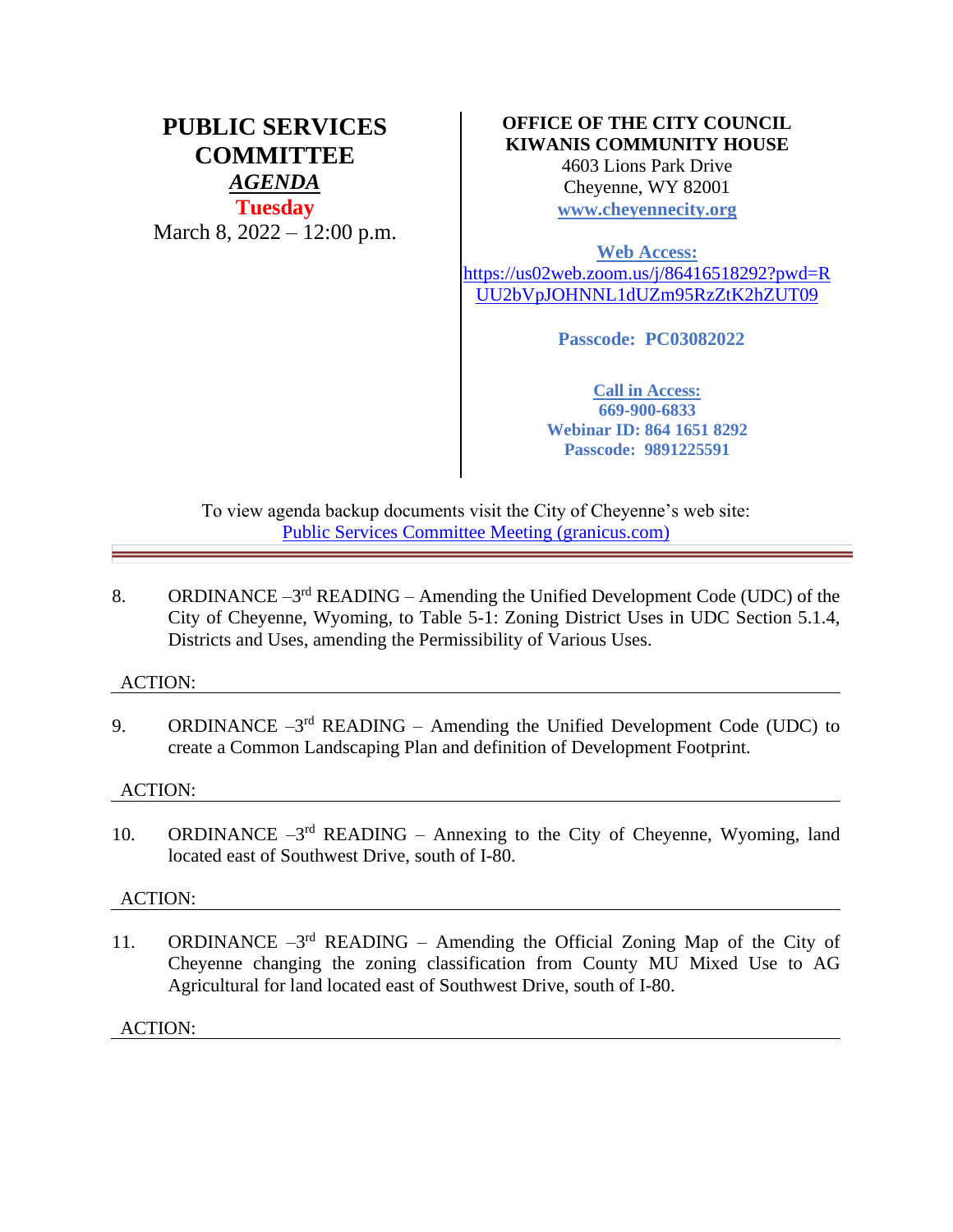# PUBLIC SERVICES COMMITTEE

***AGENDA***

**Tuesday**

March 8, 2022 – 12:00 p.m.

**OFFICE OF THE CITY COUNCIL**
**KIWANIS COMMUNITY HOUSE**
4603 Lions Park Drive
Cheyenne, WY 82001
**www.cheyennecity.org**

**Web Access:**
https://us02web.zoom.us/j/86416518292?pwd=RUU2bVpJOHNNL1dUZm95RzZtK2hZUT09

**Passcode: PC03082022**

**Call in Access:**
**669-900-6833**
**Webinar ID: 864 1651 8292**
**Passcode: 9891225591**

To view agenda backup documents visit the City of Cheyenne's web site:
Public Services Committee Meeting (granicus.com)

---

8. ORDINANCE –3rd READING – Amending the Unified Development Code (UDC) of the City of Cheyenne, Wyoming, to Table 5-1: Zoning District Uses in UDC Section 5.1.4, Districts and Uses, amending the Permissibility of Various Uses.

ACTION:

9. ORDINANCE –3rd READING – Amending the Unified Development Code (UDC) to create a Common Landscaping Plan and definition of Development Footprint.

ACTION:

10. ORDINANCE –3rd READING – Annexing to the City of Cheyenne, Wyoming, land located east of Southwest Drive, south of I-80.

ACTION:

11. ORDINANCE –3rd READING – Amending the Official Zoning Map of the City of Cheyenne changing the zoning classification from County MU Mixed Use to AG Agricultural for land located east of Southwest Drive, south of I-80.

ACTION: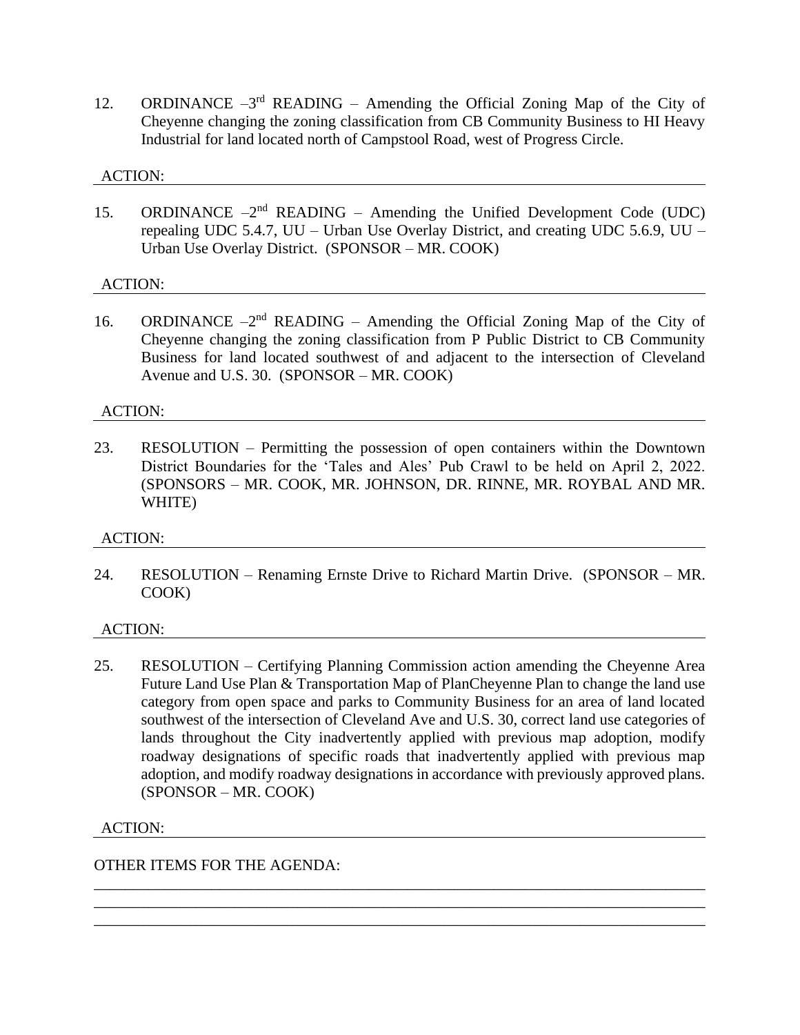12. ORDINANCE –3rd READING – Amending the Official Zoning Map of the City of Cheyenne changing the zoning classification from CB Community Business to HI Heavy Industrial for land located north of Campstool Road, west of Progress Circle.

ACTION:

15. ORDINANCE –2nd READING – Amending the Unified Development Code (UDC) repealing UDC 5.4.7, UU – Urban Use Overlay District, and creating UDC 5.6.9, UU – Urban Use Overlay District. (SPONSOR – MR. COOK)

ACTION:

16. ORDINANCE –2nd READING – Amending the Official Zoning Map of the City of Cheyenne changing the zoning classification from P Public District to CB Community Business for land located southwest of and adjacent to the intersection of Cleveland Avenue and U.S. 30. (SPONSOR – MR. COOK)

ACTION:

23. RESOLUTION – Permitting the possession of open containers within the Downtown District Boundaries for the 'Tales and Ales' Pub Crawl to be held on April 2, 2022. (SPONSORS – MR. COOK, MR. JOHNSON, DR. RINNE, MR. ROYBAL AND MR. WHITE)

ACTION:

24. RESOLUTION – Renaming Ernste Drive to Richard Martin Drive. (SPONSOR – MR. COOK)

ACTION:

25. RESOLUTION – Certifying Planning Commission action amending the Cheyenne Area Future Land Use Plan & Transportation Map of PlanCheyenne Plan to change the land use category from open space and parks to Community Business for an area of land located southwest of the intersection of Cleveland Ave and U.S. 30, correct land use categories of lands throughout the City inadvertently applied with previous map adoption, modify roadway designations of specific roads that inadvertently applied with previous map adoption, and modify roadway designations in accordance with previously approved plans. (SPONSOR – MR. COOK)

ACTION:

OTHER ITEMS FOR THE AGENDA: